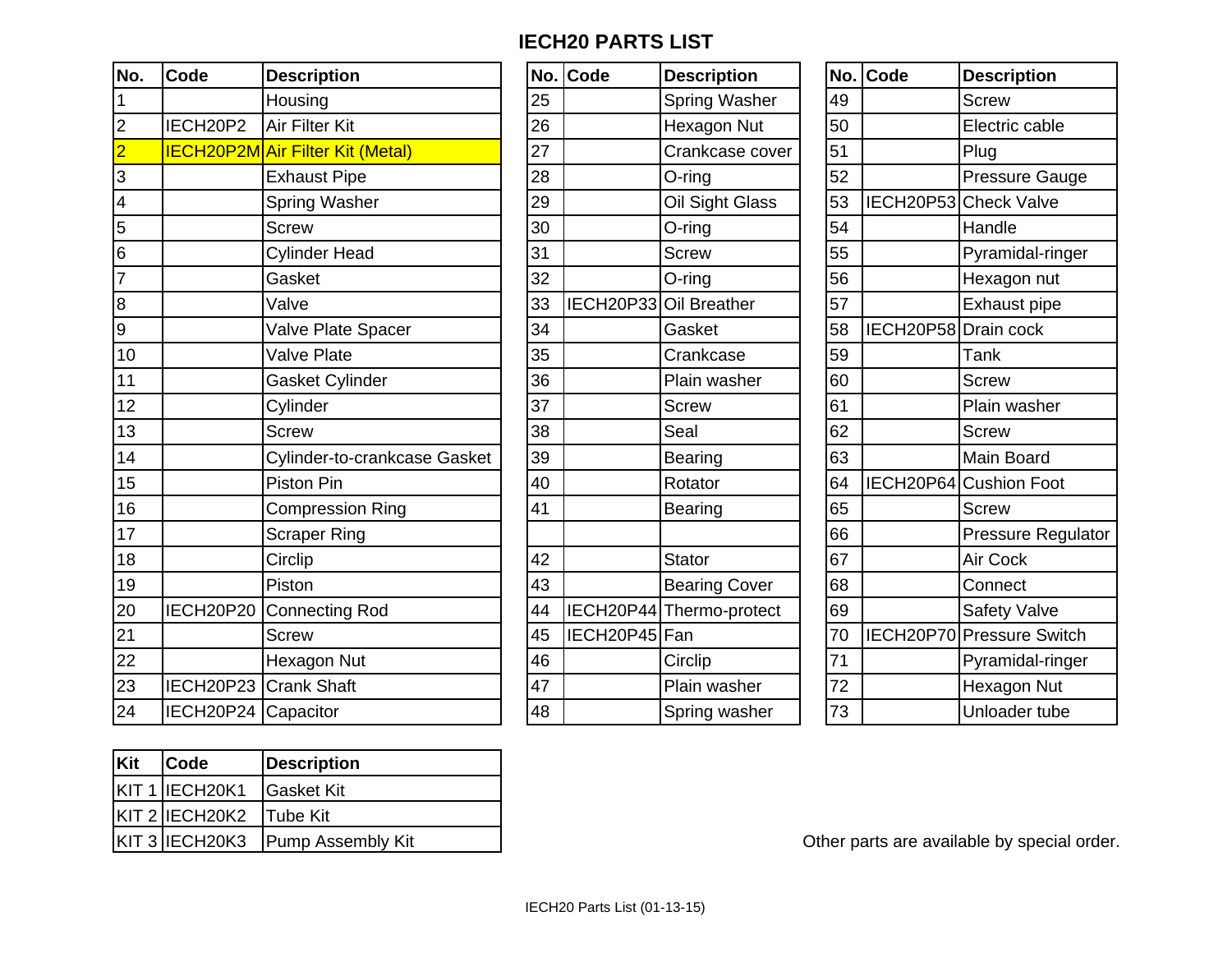# IECH20 PARTS LIST

| No. | Code | Description |
|---|---|---|
| 1 | | Housing |
| 2 | IECH20P2 | Air Filter Kit |
| 2 | IECH20P2M | Air Filter Kit (Metal) |
| 3 | | Exhaust Pipe |
| 4 | | Spring Washer |
| 5 | | Screw |
| 6 | | Cylinder Head |
| 7 | | Gasket |
| 8 | | Valve |
| 9 | | Valve Plate Spacer |
| 10 | | Valve Plate |
| 11 | | Gasket Cylinder |
| 12 | | Cylinder |
| 13 | | Screw |
| 14 | | Cylinder-to-crankcase Gasket |
| 15 | | Piston Pin |
| 16 | | Compression Ring |
| 17 | | Scraper Ring |
| 18 | | Circlip |
| 19 | | Piston |
| 20 | IECH20P20 | Connecting Rod |
| 21 | | Screw |
| 22 | | Hexagon Nut |
| 23 | IECH20P23 | Crank Shaft |
| 24 | IECH20P24 | Capacitor |

| No. | Code | Description |
|---|---|---|
| 25 | | Spring Washer |
| 26 | | Hexagon Nut |
| 27 | | Crankcase cover |
| 28 | | O-ring |
| 29 | | Oil Sight Glass |
| 30 | | O-ring |
| 31 | | Screw |
| 32 | | O-ring |
| 33 | IECH20P33 | Oil Breather |
| 34 | | Gasket |
| 35 | | Crankcase |
| 36 | | Plain washer |
| 37 | | Screw |
| 38 | | Seal |
| 39 | | Bearing |
| 40 | | Rotator |
| 41 | | Bearing |
| | | |
| 42 | | Stator |
| 43 | | Bearing Cover |
| 44 | IECH20P44 | Thermo-protect |
| 45 | IECH20P45 | Fan |
| 46 | | Circlip |
| 47 | | Plain washer |
| 48 | | Spring washer |

| No. | Code | Description |
|---|---|---|
| 49 | | Screw |
| 50 | | Electric cable |
| 51 | | Plug |
| 52 | | Pressure Gauge |
| 53 | IECH20P53 | Check Valve |
| 54 | | Handle |
| 55 | | Pyramidal-ringer |
| 56 | | Hexagon nut |
| 57 | | Exhaust pipe |
| 58 | IECH20P58 | Drain cock |
| 59 | | Tank |
| 60 | | Screw |
| 61 | | Plain washer |
| 62 | | Screw |
| 63 | | Main Board |
| 64 | IECH20P64 | Cushion Foot |
| 65 | | Screw |
| 66 | | Pressure Regulator |
| 67 | | Air Cock |
| 68 | | Connect |
| 69 | | Safety Valve |
| 70 | IECH20P70 | Pressure Switch |
| 71 | | Pyramidal-ringer |
| 72 | | Hexagon Nut |
| 73 | | Unloader tube |

| Kit | Code | Description |
|---|---|---|
| KIT 1 | IECH20K1 | Gasket Kit |
| KIT 2 | IECH20K2 | Tube Kit |
| KIT 3 | IECH20K3 | Pump Assembly Kit |

Other parts are available by special order.

IECH20 Parts List (01-13-15)